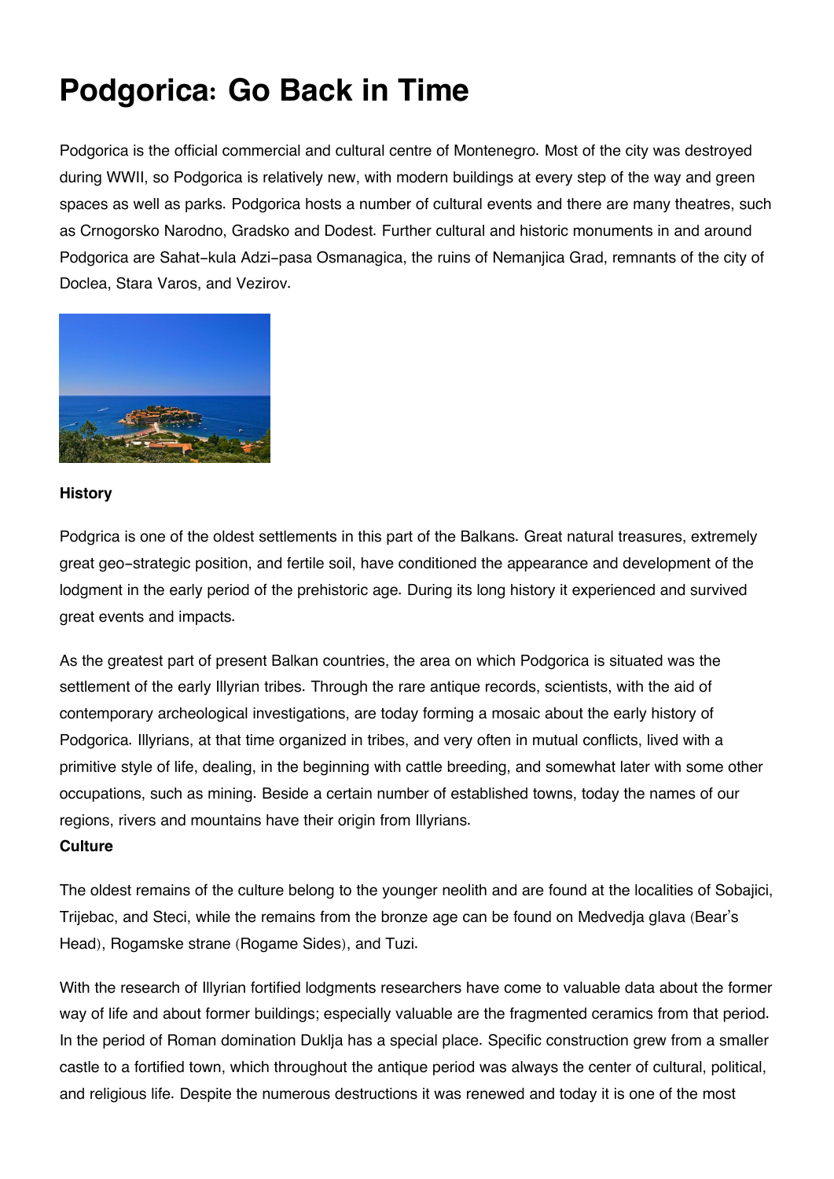# Podgorica: Go Back in Time

Podgorica is the official commercial and cultural centre of Montenegro. Most of the city was destroyed during WWII, so Podgorica is relatively new, with modern buildings at every step of the way and green spaces as well as parks. Podgorica hosts a number of cultural events and there are many theatres, such as Crnogorsko Narodno, Gradsko and Dodest. Further cultural and historic monuments in and around Podgorica are Sahat-kula Adzi-pasa Osmanagica, the ruins of Nemanjica Grad, remnants of the city of Doclea, Stara Varos, and Vezirov.

**History**

Podgrica is one of the oldest settlements in this part of the Balkans. Great natural treasures, extremely great geo-strategic position, and fertile soil, have conditioned the appearance and development of the lodgment in the early period of the prehistoric age. During its long history it experienced and survived great events and impacts.

As the greatest part of present Balkan countries, the area on which Podgorica is situated was the settlement of the early Illyrian tribes. Through the rare antique records, scientists, with the aid of contemporary archeological investigations, are today forming a mosaic about the early history of Podgorica. Illyrians, at that time organized in tribes, and very often in mutual conflicts, lived with a primitive style of life, dealing, in the beginning with cattle breeding, and somewhat later with some other occupations, such as mining. Beside a certain number of established towns, today the names of our regions, rivers and mountains have their origin from Illyrians.

**Culture**

The oldest remains of the culture belong to the younger neolith and are found at the localities of Sobajici, Trijebac, and Steci, while the remains from the bronze age can be found on Medvedja glava (Bear's Head), Rogamske strane (Rogame Sides), and Tuzi.

With the research of Illyrian fortified lodgments researchers have come to valuable data about the former way of life and about former buildings; especially valuable are the fragmented ceramics from that period. In the period of Roman domination Duklja has a special place. Specific construction grew from a smaller castle to a fortified town, which throughout the antique period was always the center of cultural, political, and religious life. Despite the numerous destructions it was renewed and today it is one of the most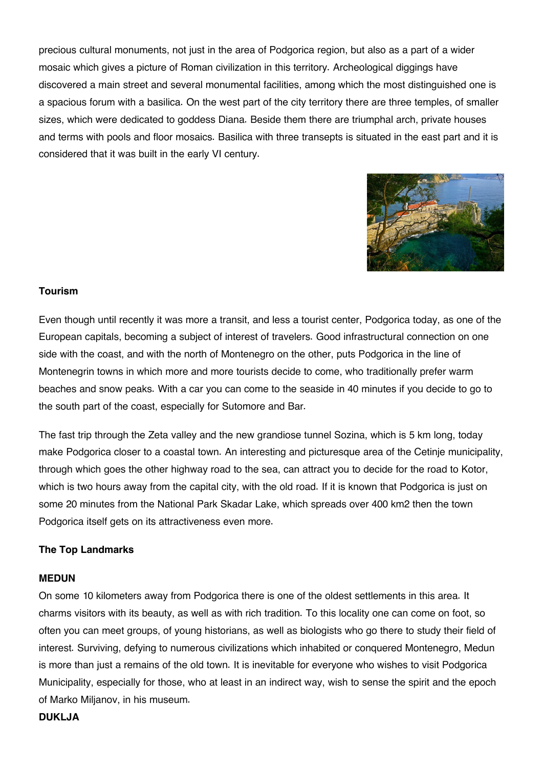precious cultural monuments, not just in the area of Podgorica region, but also as a part of a wider mosaic which gives a picture of Roman civilization in this territory. Archeological diggings have discovered a main street and several monumental facilities, among which the most distinguished one is a spacious forum with a basilica. On the west part of the city territory there are three temples, of smaller sizes, which were dedicated to goddess Diana. Beside them there are triumphal arch, private houses and terms with pools and floor mosaics. Basilica with three transepts is situated in the east part and it is considered that it was built in the early VI century.

**Tourism**

Even though until recently it was more a transit, and less a tourist center, Podgorica today, as one of the European capitals, becoming a subject of interest of travelers. Good infrastructural connection on one side with the coast, and with the north of Montenegro on the other, puts Podgorica in the line of Montenegrin towns in which more and more tourists decide to come, who traditionally prefer warm beaches and snow peaks. With a car you can come to the seaside in 40 minutes if you decide to go to the south part of the coast, especially for Sutomore and Bar.

The fast trip through the Zeta valley and the new grandiose tunnel Sozina, which is 5 km long, today make Podgorica closer to a coastal town. An interesting and picturesque area of the Cetinje municipality, through which goes the other highway road to the sea, can attract you to decide for the road to Kotor, which is two hours away from the capital city, with the old road. If it is known that Podgorica is just on some 20 minutes from the National Park Skadar Lake, which spreads over 400 km2 then the town Podgorica itself gets on its attractiveness even more.

**The Top Landmarks**

**MEDUN**

On some 10 kilometers away from Podgorica there is one of the oldest settlements in this area. It charms visitors with its beauty, as well as with rich tradition. To this locality one can come on foot, so often you can meet groups, of young historians, as well as biologists who go there to study their field of interest. Surviving, defying to numerous civilizations which inhabited or conquered Montenegro, Medun is more than just a remains of the old town. It is inevitable for everyone who wishes to visit Podgorica Municipality, especially for those, who at least in an indirect way, wish to sense the spirit and the epoch of Marko Miljanov, in his museum.

**DUKLJA**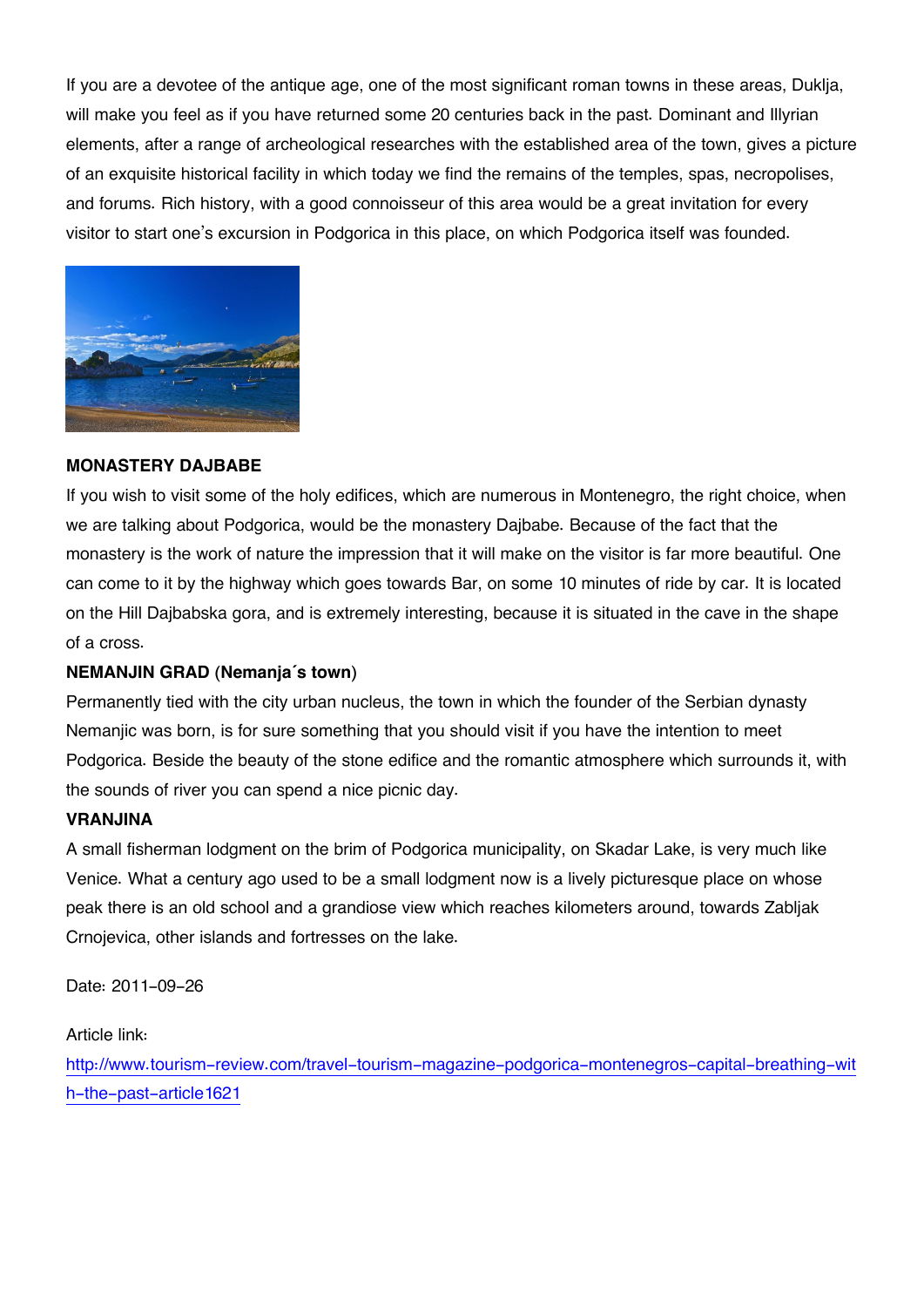If you are a devotee of the antique age, one of the most significant roman towns in these areas, Duklja, will make you feel as if you have returned some 20 centuries back in the past. Dominant and Illyrian elements, after a range of archeological researches with the established area of the town, gives a picture of an exquisite historical facility in which today we find the remains of the temples, spas, necropolises, and forums. Rich history, with a good connoisseur of this area would be a great invitation for every visitor to start one's excursion in Podgorica in this place, on which Podgorica itself was founded.

**MONASTERY DAJBABE**

If you wish to visit some of the holy edifices, which are numerous in Montenegro, the right choice, when we are talking about Podgorica, would be the monastery Dajbabe. Because of the fact that the monastery is the work of nature the impression that it will make on the visitor is far more beautiful. One can come to it by the highway which goes towards Bar, on some 10 minutes of ride by car. It is located on the Hill Dajbabska gora, and is extremely interesting, because it is situated in the cave in the shape of a cross.

**NEMANJIN GRAD (Nemanja´s town)**

Permanently tied with the city urban nucleus, the town in which the founder of the Serbian dynasty Nemanjic was born, is for sure something that you should visit if you have the intention to meet Podgorica. Beside the beauty of the stone edifice and the romantic atmosphere which surrounds it, with the sounds of river you can spend a nice picnic day.

**VRANJINA**

A small fisherman lodgment on the brim of Podgorica municipality, on Skadar Lake, is very much like Venice. What a century ago used to be a small lodgment now is a lively picturesque place on whose peak there is an old school and a grandiose view which reaches kilometers around, towards Zabljak Crnojevica, other islands and fortresses on the lake.

Date: 2011-09-26

Article link:
http://www.tourism-review.com/travel-tourism-magazine-podgorica-montenegros-capital-breathing-with-the-past-article1621